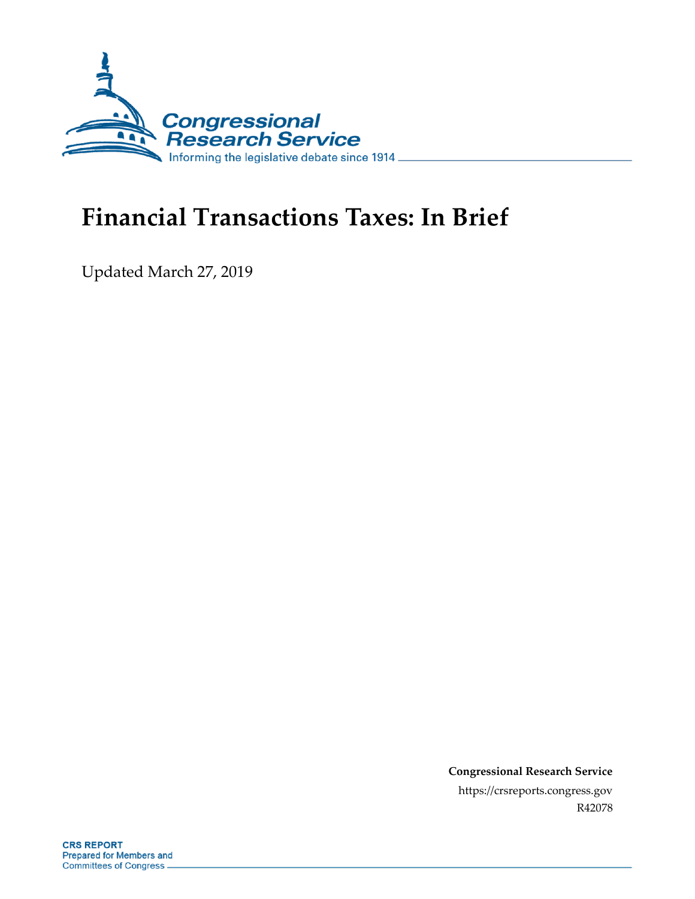Congressional Research Service

Informing the legislative debate since 1914

# Financial Transactions Taxes: In Brief

Updated March 27, 2019

**Congressional Research Service**

https://crsreports.congress.gov

R42078

**CRS REPORT**
Prepared for Members and
Committees of Congress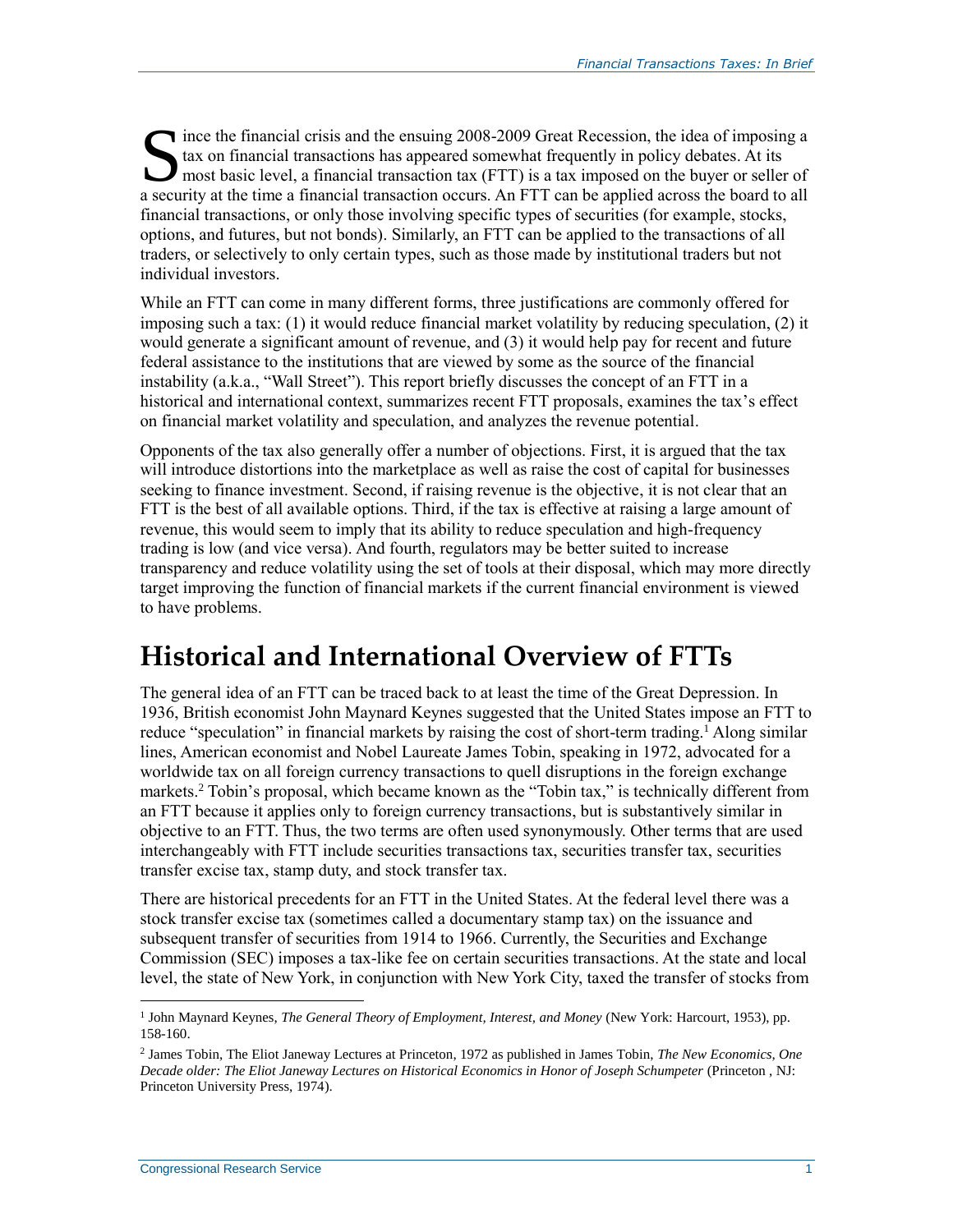Since the financial crisis and the ensuing 2008-2009 Great Recession, the idea of imposing a tax on financial transactions has appeared somewhat frequently in policy debates. At its most basic level, a financial transaction tax (FTT) is a tax imposed on the buyer or seller of a security at the time a financial transaction occurs. An FTT can be applied across the board to all financial transactions, or only those involving specific types of securities (for example, stocks, options, and futures, but not bonds). Similarly, an FTT can be applied to the transactions of all traders, or selectively to only certain types, such as those made by institutional traders but not individual investors.

While an FTT can come in many different forms, three justifications are commonly offered for imposing such a tax: (1) it would reduce financial market volatility by reducing speculation, (2) it would generate a significant amount of revenue, and (3) it would help pay for recent and future federal assistance to the institutions that are viewed by some as the source of the financial instability (a.k.a., "Wall Street"). This report briefly discusses the concept of an FTT in a historical and international context, summarizes recent FTT proposals, examines the tax's effect on financial market volatility and speculation, and analyzes the revenue potential.

Opponents of the tax also generally offer a number of objections. First, it is argued that the tax will introduce distortions into the marketplace as well as raise the cost of capital for businesses seeking to finance investment. Second, if raising revenue is the objective, it is not clear that an FTT is the best of all available options. Third, if the tax is effective at raising a large amount of revenue, this would seem to imply that its ability to reduce speculation and high-frequency trading is low (and vice versa). And fourth, regulators may be better suited to increase transparency and reduce volatility using the set of tools at their disposal, which may more directly target improving the function of financial markets if the current financial environment is viewed to have problems.

# Historical and International Overview of FTTs

The general idea of an FTT can be traced back to at least the time of the Great Depression. In 1936, British economist John Maynard Keynes suggested that the United States impose an FTT to reduce "speculation" in financial markets by raising the cost of short-term trading.[1] Along similar lines, American economist and Nobel Laureate James Tobin, speaking in 1972, advocated for a worldwide tax on all foreign currency transactions to quell disruptions in the foreign exchange markets.[2] Tobin's proposal, which became known as the "Tobin tax," is technically different from an FTT because it applies only to foreign currency transactions, but is substantively similar in objective to an FTT. Thus, the two terms are often used synonymously. Other terms that are used interchangeably with FTT include securities transactions tax, securities transfer tax, securities transfer excise tax, stamp duty, and stock transfer tax.

There are historical precedents for an FTT in the United States. At the federal level there was a stock transfer excise tax (sometimes called a documentary stamp tax) on the issuance and subsequent transfer of securities from 1914 to 1966. Currently, the Securities and Exchange Commission (SEC) imposes a tax-like fee on certain securities transactions. At the state and local level, the state of New York, in conjunction with New York City, taxed the transfer of stocks from

---

[1] John Maynard Keynes, *The General Theory of Employment, Interest, and Money* (New York: Harcourt, 1953), pp. 158-160.

[2] James Tobin, The Eliot Janeway Lectures at Princeton, 1972 as published in James Tobin, *The New Economics, One Decade older: The Eliot Janeway Lectures on Historical Economics in Honor of Joseph Schumpeter* (Princeton , NJ: Princeton University Press, 1974).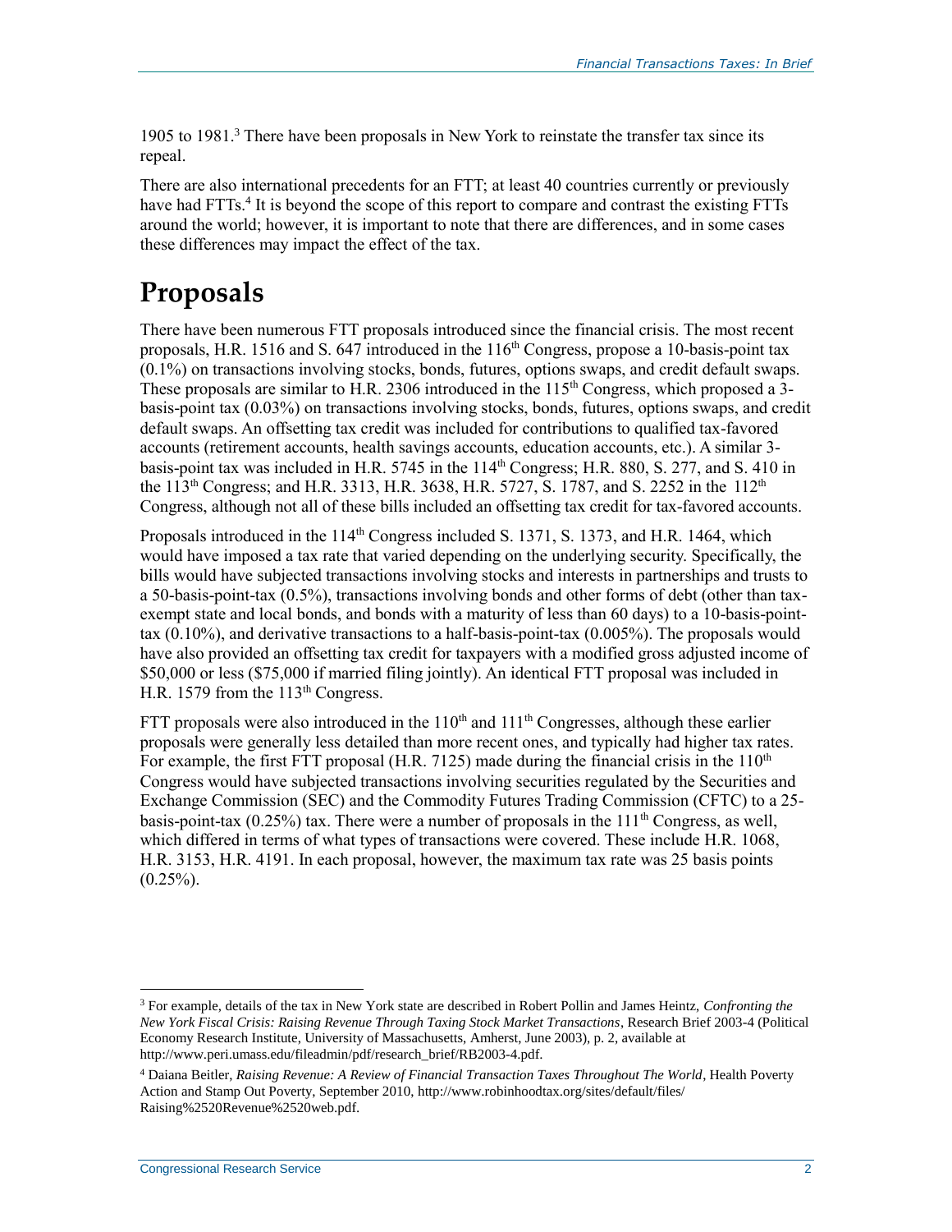1905 to 1981.[3] There have been proposals in New York to reinstate the transfer tax since its repeal.

There are also international precedents for an FTT; at least 40 countries currently or previously have had FTTs.[4] It is beyond the scope of this report to compare and contrast the existing FTTs around the world; however, it is important to note that there are differences, and in some cases these differences may impact the effect of the tax.

# Proposals

There have been numerous FTT proposals introduced since the financial crisis. The most recent proposals, H.R. 1516 and S. 647 introduced in the 116th Congress, propose a 10-basis-point tax (0.1%) on transactions involving stocks, bonds, futures, options swaps, and credit default swaps. These proposals are similar to H.R. 2306 introduced in the 115th Congress, which proposed a 3-basis-point tax (0.03%) on transactions involving stocks, bonds, futures, options swaps, and credit default swaps. An offsetting tax credit was included for contributions to qualified tax-favored accounts (retirement accounts, health savings accounts, education accounts, etc.). A similar 3-basis-point tax was included in H.R. 5745 in the 114th Congress; H.R. 880, S. 277, and S. 410 in the 113th Congress; and H.R. 3313, H.R. 3638, H.R. 5727, S. 1787, and S. 2252 in the 112th Congress, although not all of these bills included an offsetting tax credit for tax-favored accounts.

Proposals introduced in the 114th Congress included S. 1371, S. 1373, and H.R. 1464, which would have imposed a tax rate that varied depending on the underlying security. Specifically, the bills would have subjected transactions involving stocks and interests in partnerships and trusts to a 50-basis-point-tax (0.5%), transactions involving bonds and other forms of debt (other than tax-exempt state and local bonds, and bonds with a maturity of less than 60 days) to a 10-basis-point-tax (0.10%), and derivative transactions to a half-basis-point-tax (0.005%). The proposals would have also provided an offsetting tax credit for taxpayers with a modified gross adjusted income of $50,000 or less ($75,000 if married filing jointly). An identical FTT proposal was included in H.R. 1579 from the 113th Congress.

FTT proposals were also introduced in the 110th and 111th Congresses, although these earlier proposals were generally less detailed than more recent ones, and typically had higher tax rates. For example, the first FTT proposal (H.R. 7125) made during the financial crisis in the 110th Congress would have subjected transactions involving securities regulated by the Securities and Exchange Commission (SEC) and the Commodity Futures Trading Commission (CFTC) to a 25-basis-point-tax (0.25%) tax. There were a number of proposals in the 111th Congress, as well, which differed in terms of what types of transactions were covered. These include H.R. 1068, H.R. 3153, H.R. 4191. In each proposal, however, the maximum tax rate was 25 basis points (0.25%).

---

[3] For example, details of the tax in New York state are described in Robert Pollin and James Heintz, *Confronting the New York Fiscal Crisis: Raising Revenue Through Taxing Stock Market Transactions*, Research Brief 2003-4 (Political Economy Research Institute, University of Massachusetts, Amherst, June 2003), p. 2, available at http://www.peri.umass.edu/fileadmin/pdf/research_brief/RB2003-4.pdf.

[4] Daiana Beitler, *Raising Revenue: A Review of Financial Transaction Taxes Throughout The World*, Health Poverty Action and Stamp Out Poverty, September 2010, http://www.robinhoodtax.org/sites/default/files/Raising%2520Revenue%2520web.pdf.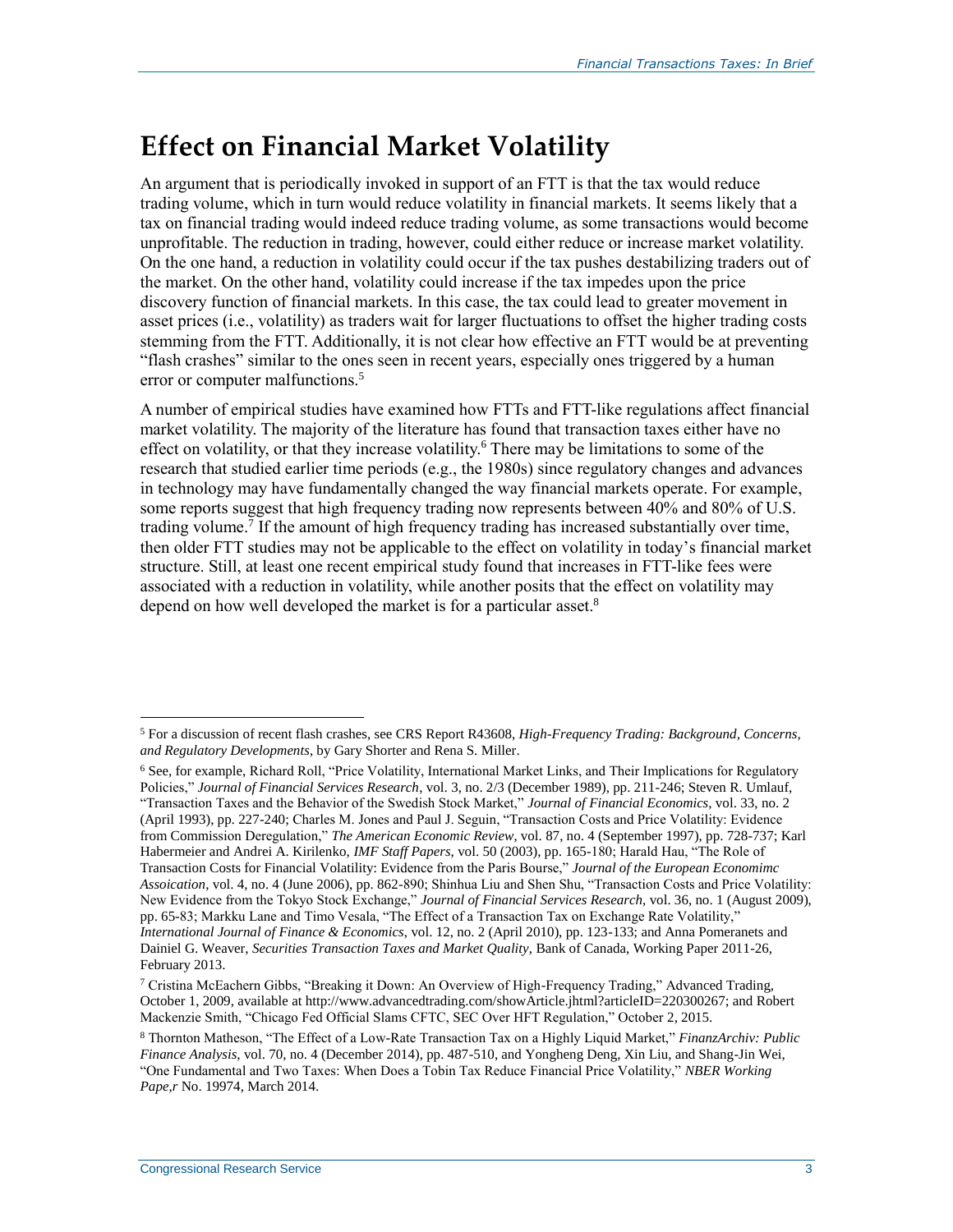## Effect on Financial Market Volatility

An argument that is periodically invoked in support of an FTT is that the tax would reduce trading volume, which in turn would reduce volatility in financial markets. It seems likely that a tax on financial trading would indeed reduce trading volume, as some transactions would become unprofitable. The reduction in trading, however, could either reduce or increase market volatility. On the one hand, a reduction in volatility could occur if the tax pushes destabilizing traders out of the market. On the other hand, volatility could increase if the tax impedes upon the price discovery function of financial markets. In this case, the tax could lead to greater movement in asset prices (i.e., volatility) as traders wait for larger fluctuations to offset the higher trading costs stemming from the FTT. Additionally, it is not clear how effective an FTT would be at preventing "flash crashes" similar to the ones seen in recent years, especially ones triggered by a human error or computer malfunctions.[5]

A number of empirical studies have examined how FTTs and FTT-like regulations affect financial market volatility. The majority of the literature has found that transaction taxes either have no effect on volatility, or that they increase volatility.[6] There may be limitations to some of the research that studied earlier time periods (e.g., the 1980s) since regulatory changes and advances in technology may have fundamentally changed the way financial markets operate. For example, some reports suggest that high frequency trading now represents between 40% and 80% of U.S. trading volume.[7] If the amount of high frequency trading has increased substantially over time, then older FTT studies may not be applicable to the effect on volatility in today's financial market structure. Still, at least one recent empirical study found that increases in FTT-like fees were associated with a reduction in volatility, while another posits that the effect on volatility may depend on how well developed the market is for a particular asset.[8]

---

[5] For a discussion of recent flash crashes, see CRS Report R43608, *High-Frequency Trading: Background, Concerns, and Regulatory Developments*, by Gary Shorter and Rena S. Miller.

[6] See, for example, Richard Roll, "Price Volatility, International Market Links, and Their Implications for Regulatory Policies," *Journal of Financial Services Research*, vol. 3, no. 2/3 (December 1989), pp. 211-246; Steven R. Umlauf, "Transaction Taxes and the Behavior of the Swedish Stock Market," *Journal of Financial Economics*, vol. 33, no. 2 (April 1993), pp. 227-240; Charles M. Jones and Paul J. Seguin, "Transaction Costs and Price Volatility: Evidence from Commission Deregulation," *The American Economic Review*, vol. 87, no. 4 (September 1997), pp. 728-737; Karl Habermeier and Andrei A. Kirilenko, *IMF Staff Papers*, vol. 50 (2003), pp. 165-180; Harald Hau, "The Role of Transaction Costs for Financial Volatility: Evidence from the Paris Bourse," *Journal of the European Economimc Assoication*, vol. 4, no. 4 (June 2006), pp. 862-890; Shinhua Liu and Shen Shu, "Transaction Costs and Price Volatility: New Evidence from the Tokyo Stock Exchange," *Journal of Financial Services Research*, vol. 36, no. 1 (August 2009), pp. 65-83; Markku Lane and Timo Vesala, "The Effect of a Transaction Tax on Exchange Rate Volatility," *International Journal of Finance & Economics*, vol. 12, no. 2 (April 2010), pp. 123-133; and Anna Pomeranets and Dainiel G. Weaver, *Securities Transaction Taxes and Market Quality*, Bank of Canada, Working Paper 2011-26, February 2013.

[7] Cristina McEachern Gibbs, "Breaking it Down: An Overview of High-Frequency Trading," Advanced Trading, October 1, 2009, available at http://www.advancedtrading.com/showArticle.jhtml?articleID=220300267; and Robert Mackenzie Smith, "Chicago Fed Official Slams CFTC, SEC Over HFT Regulation," October 2, 2015.

[8] Thornton Matheson, "The Effect of a Low-Rate Transaction Tax on a Highly Liquid Market," *FinanzArchiv: Public Finance Analysis*, vol. 70, no. 4 (December 2014), pp. 487-510, and Yongheng Deng, Xin Liu, and Shang-Jin Wei, "One Fundamental and Two Taxes: When Does a Tobin Tax Reduce Financial Price Volatility," *NBER Working Pape,r* No. 19974, March 2014.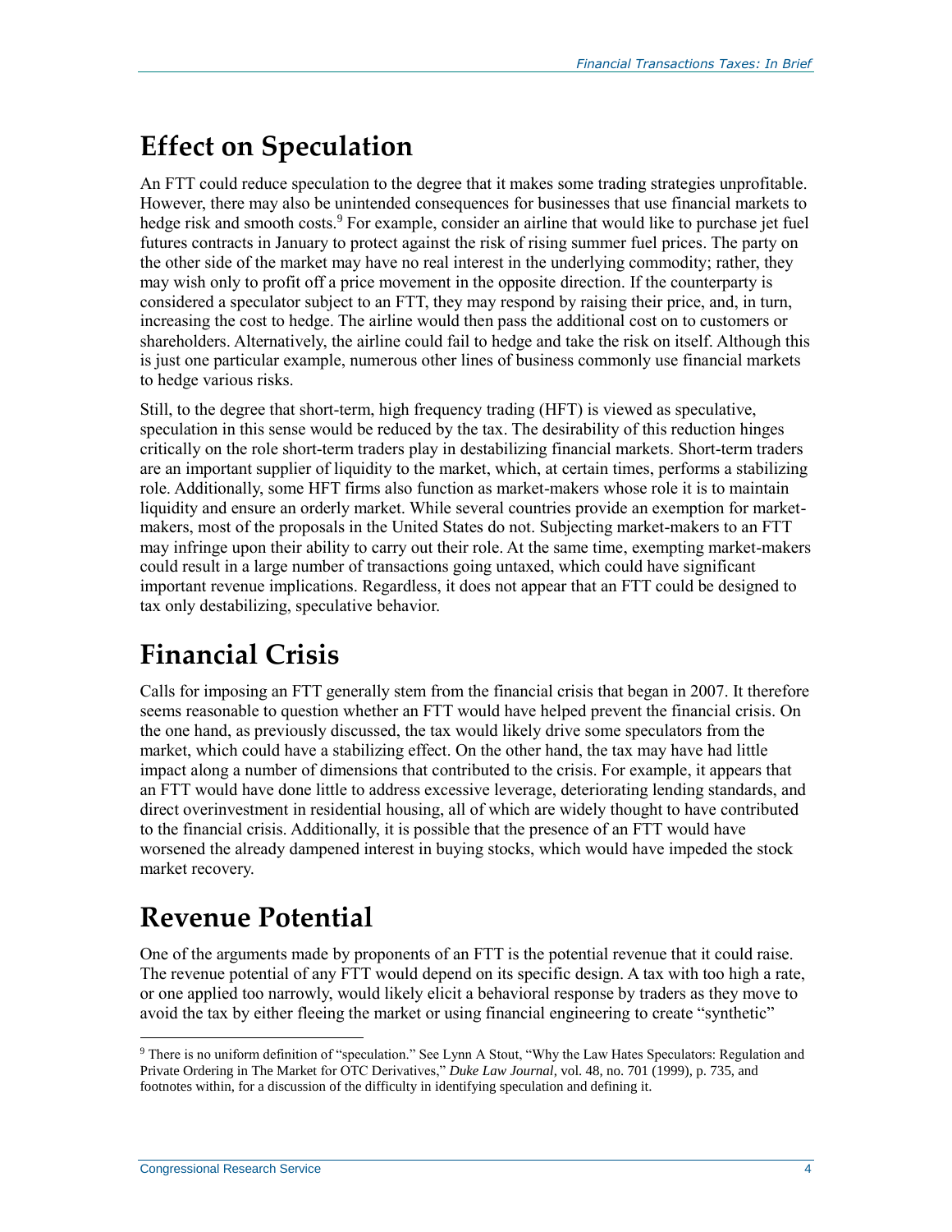## Effect on Speculation

An FTT could reduce speculation to the degree that it makes some trading strategies unprofitable. However, there may also be unintended consequences for businesses that use financial markets to hedge risk and smooth costs.[9] For example, consider an airline that would like to purchase jet fuel futures contracts in January to protect against the risk of rising summer fuel prices. The party on the other side of the market may have no real interest in the underlying commodity; rather, they may wish only to profit off a price movement in the opposite direction. If the counterparty is considered a speculator subject to an FTT, they may respond by raising their price, and, in turn, increasing the cost to hedge. The airline would then pass the additional cost on to customers or shareholders. Alternatively, the airline could fail to hedge and take the risk on itself. Although this is just one particular example, numerous other lines of business commonly use financial markets to hedge various risks.

Still, to the degree that short-term, high frequency trading (HFT) is viewed as speculative, speculation in this sense would be reduced by the tax. The desirability of this reduction hinges critically on the role short-term traders play in destabilizing financial markets. Short-term traders are an important supplier of liquidity to the market, which, at certain times, performs a stabilizing role. Additionally, some HFT firms also function as market-makers whose role it is to maintain liquidity and ensure an orderly market. While several countries provide an exemption for market-makers, most of the proposals in the United States do not. Subjecting market-makers to an FTT may infringe upon their ability to carry out their role. At the same time, exempting market-makers could result in a large number of transactions going untaxed, which could have significant important revenue implications. Regardless, it does not appear that an FTT could be designed to tax only destabilizing, speculative behavior.

## Financial Crisis

Calls for imposing an FTT generally stem from the financial crisis that began in 2007. It therefore seems reasonable to question whether an FTT would have helped prevent the financial crisis. On the one hand, as previously discussed, the tax would likely drive some speculators from the market, which could have a stabilizing effect. On the other hand, the tax may have had little impact along a number of dimensions that contributed to the crisis. For example, it appears that an FTT would have done little to address excessive leverage, deteriorating lending standards, and direct overinvestment in residential housing, all of which are widely thought to have contributed to the financial crisis. Additionally, it is possible that the presence of an FTT would have worsened the already dampened interest in buying stocks, which would have impeded the stock market recovery.

## Revenue Potential

One of the arguments made by proponents of an FTT is the potential revenue that it could raise. The revenue potential of any FTT would depend on its specific design. A tax with too high a rate, or one applied too narrowly, would likely elicit a behavioral response by traders as they move to avoid the tax by either fleeing the market or using financial engineering to create "synthetic"

---

[9] There is no uniform definition of "speculation." See Lynn A Stout, "Why the Law Hates Speculators: Regulation and Private Ordering in The Market for OTC Derivatives," *Duke Law Journal*, vol. 48, no. 701 (1999), p. 735, and footnotes within, for a discussion of the difficulty in identifying speculation and defining it.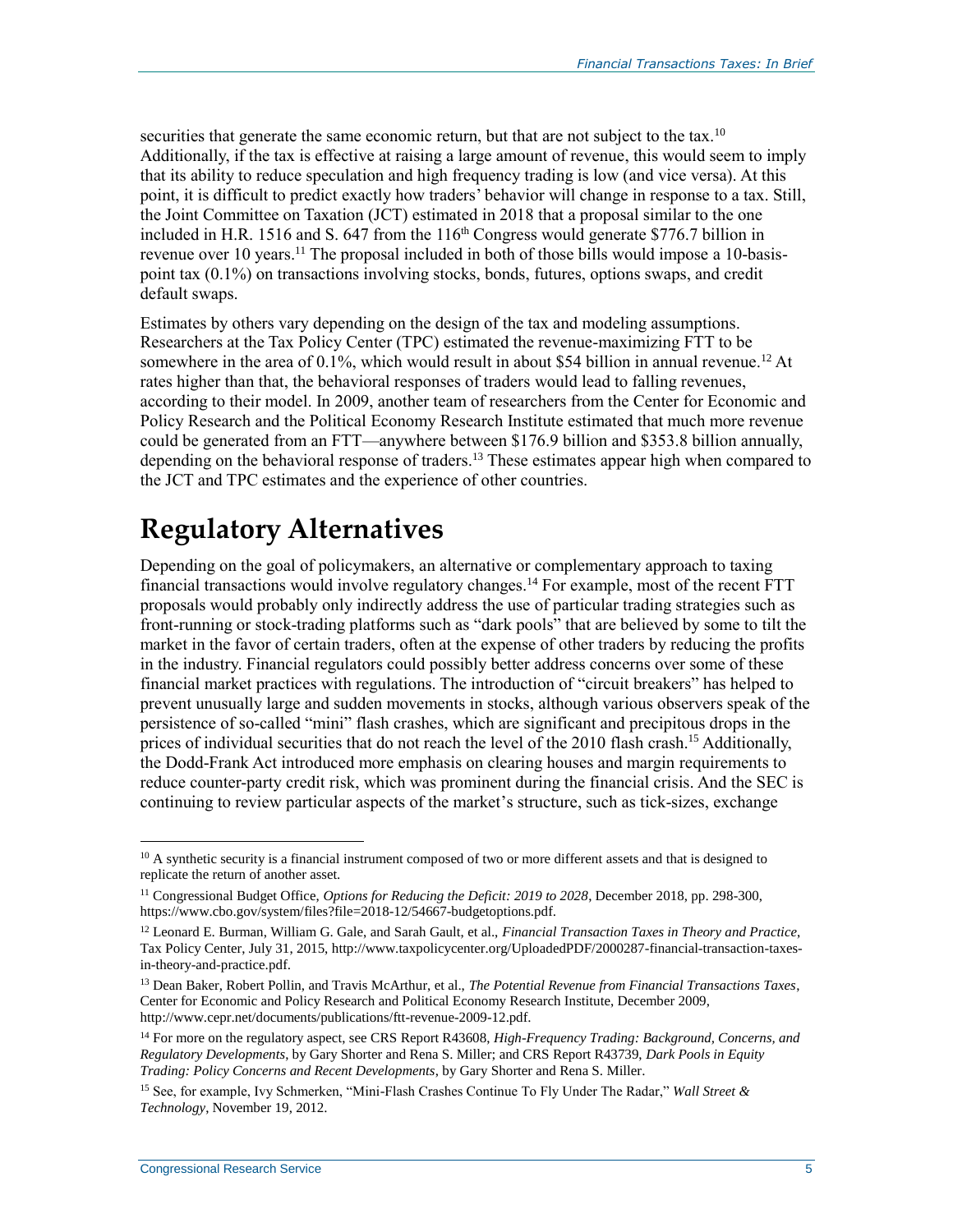securities that generate the same economic return, but that are not subject to the tax.[10] Additionally, if the tax is effective at raising a large amount of revenue, this would seem to imply that its ability to reduce speculation and high frequency trading is low (and vice versa). At this point, it is difficult to predict exactly how traders' behavior will change in response to a tax. Still, the Joint Committee on Taxation (JCT) estimated in 2018 that a proposal similar to the one included in H.R. 1516 and S. 647 from the 116th Congress would generate $776.7 billion in revenue over 10 years.[11] The proposal included in both of those bills would impose a 10-basis-point tax (0.1%) on transactions involving stocks, bonds, futures, options swaps, and credit default swaps.

Estimates by others vary depending on the design of the tax and modeling assumptions. Researchers at the Tax Policy Center (TPC) estimated the revenue-maximizing FTT to be somewhere in the area of 0.1%, which would result in about $54 billion in annual revenue.[12] At rates higher than that, the behavioral responses of traders would lead to falling revenues, according to their model. In 2009, another team of researchers from the Center for Economic and Policy Research and the Political Economy Research Institute estimated that much more revenue could be generated from an FTT—anywhere between $176.9 billion and $353.8 billion annually, depending on the behavioral response of traders.[13] These estimates appear high when compared to the JCT and TPC estimates and the experience of other countries.

# Regulatory Alternatives

Depending on the goal of policymakers, an alternative or complementary approach to taxing financial transactions would involve regulatory changes.[14] For example, most of the recent FTT proposals would probably only indirectly address the use of particular trading strategies such as front-running or stock-trading platforms such as "dark pools" that are believed by some to tilt the market in the favor of certain traders, often at the expense of other traders by reducing the profits in the industry. Financial regulators could possibly better address concerns over some of these financial market practices with regulations. The introduction of "circuit breakers" has helped to prevent unusually large and sudden movements in stocks, although various observers speak of the persistence of so-called "mini" flash crashes, which are significant and precipitous drops in the prices of individual securities that do not reach the level of the 2010 flash crash.[15] Additionally, the Dodd-Frank Act introduced more emphasis on clearing houses and margin requirements to reduce counter-party credit risk, which was prominent during the financial crisis. And the SEC is continuing to review particular aspects of the market's structure, such as tick-sizes, exchange

---

[10] A synthetic security is a financial instrument composed of two or more different assets and that is designed to replicate the return of another asset.

[11] Congressional Budget Office, *Options for Reducing the Deficit: 2019 to 2028*, December 2018, pp. 298-300, https://www.cbo.gov/system/files?file=2018-12/54667-budgetoptions.pdf.

[12] Leonard E. Burman, William G. Gale, and Sarah Gault, et al., *Financial Transaction Taxes in Theory and Practice*, Tax Policy Center, July 31, 2015, http://www.taxpolicycenter.org/UploadedPDF/2000287-financial-transaction-taxes-in-theory-and-practice.pdf.

[13] Dean Baker, Robert Pollin, and Travis McArthur, et al., *The Potential Revenue from Financial Transactions Taxes*, Center for Economic and Policy Research and Political Economy Research Institute, December 2009, http://www.cepr.net/documents/publications/ftt-revenue-2009-12.pdf.

[14] For more on the regulatory aspect, see CRS Report R43608, *High-Frequency Trading: Background, Concerns, and Regulatory Developments*, by Gary Shorter and Rena S. Miller; and CRS Report R43739, *Dark Pools in Equity Trading: Policy Concerns and Recent Developments*, by Gary Shorter and Rena S. Miller.

[15] See, for example, Ivy Schmerken, "Mini-Flash Crashes Continue To Fly Under The Radar," *Wall Street & Technology*, November 19, 2012.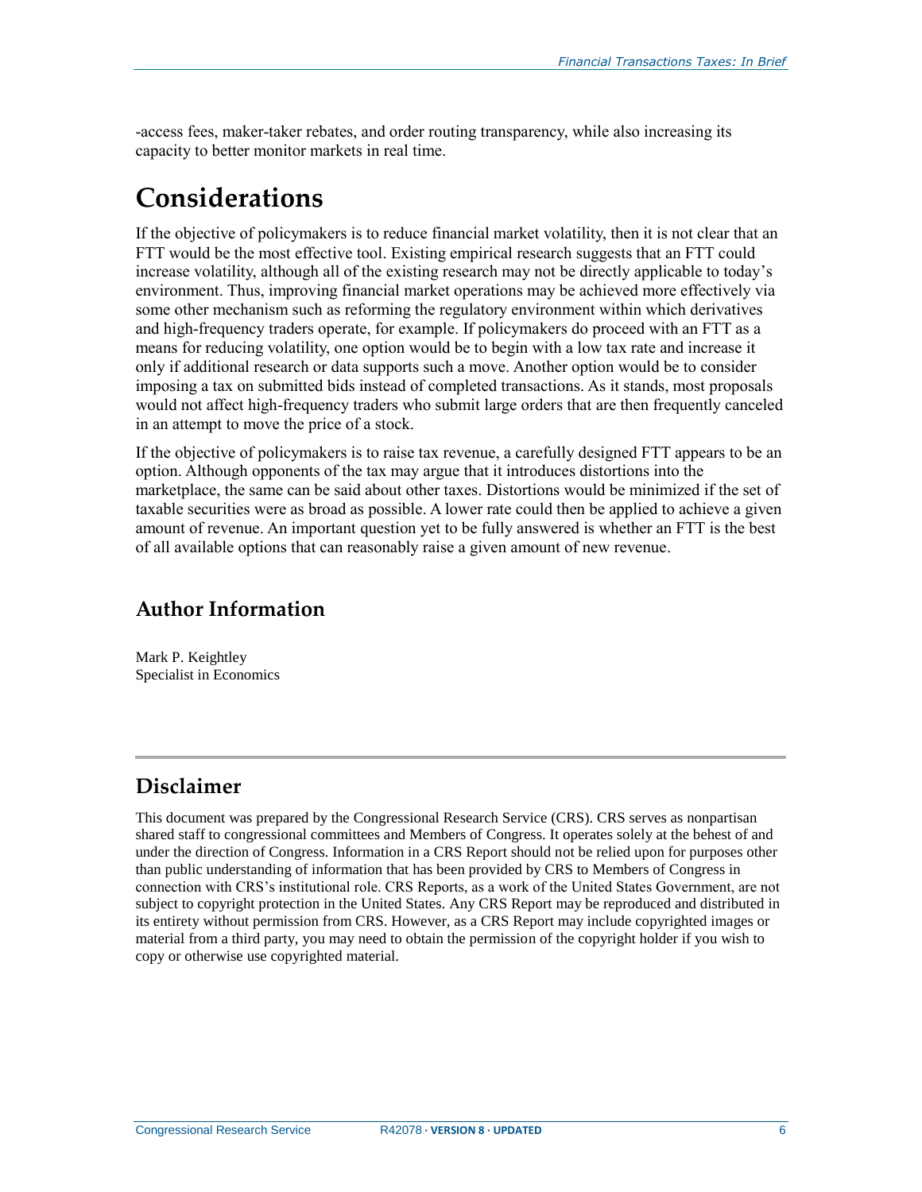-access fees, maker-taker rebates, and order routing transparency, while also increasing its capacity to better monitor markets in real time.

# Considerations

If the objective of policymakers is to reduce financial market volatility, then it is not clear that an FTT would be the most effective tool. Existing empirical research suggests that an FTT could increase volatility, although all of the existing research may not be directly applicable to today's environment. Thus, improving financial market operations may be achieved more effectively via some other mechanism such as reforming the regulatory environment within which derivatives and high-frequency traders operate, for example. If policymakers do proceed with an FTT as a means for reducing volatility, one option would be to begin with a low tax rate and increase it only if additional research or data supports such a move. Another option would be to consider imposing a tax on submitted bids instead of completed transactions. As it stands, most proposals would not affect high-frequency traders who submit large orders that are then frequently canceled in an attempt to move the price of a stock.

If the objective of policymakers is to raise tax revenue, a carefully designed FTT appears to be an option. Although opponents of the tax may argue that it introduces distortions into the marketplace, the same can be said about other taxes. Distortions would be minimized if the set of taxable securities were as broad as possible. A lower rate could then be applied to achieve a given amount of revenue. An important question yet to be fully answered is whether an FTT is the best of all available options that can reasonably raise a given amount of new revenue.

## Author Information

Mark P. Keightley
Specialist in Economics

## Disclaimer

This document was prepared by the Congressional Research Service (CRS). CRS serves as nonpartisan shared staff to congressional committees and Members of Congress. It operates solely at the behest of and under the direction of Congress. Information in a CRS Report should not be relied upon for purposes other than public understanding of information that has been provided by CRS to Members of Congress in connection with CRS's institutional role. CRS Reports, as a work of the United States Government, are not subject to copyright protection in the United States. Any CRS Report may be reproduced and distributed in its entirety without permission from CRS. However, as a CRS Report may include copyrighted images or material from a third party, you may need to obtain the permission of the copyright holder if you wish to copy or otherwise use copyrighted material.